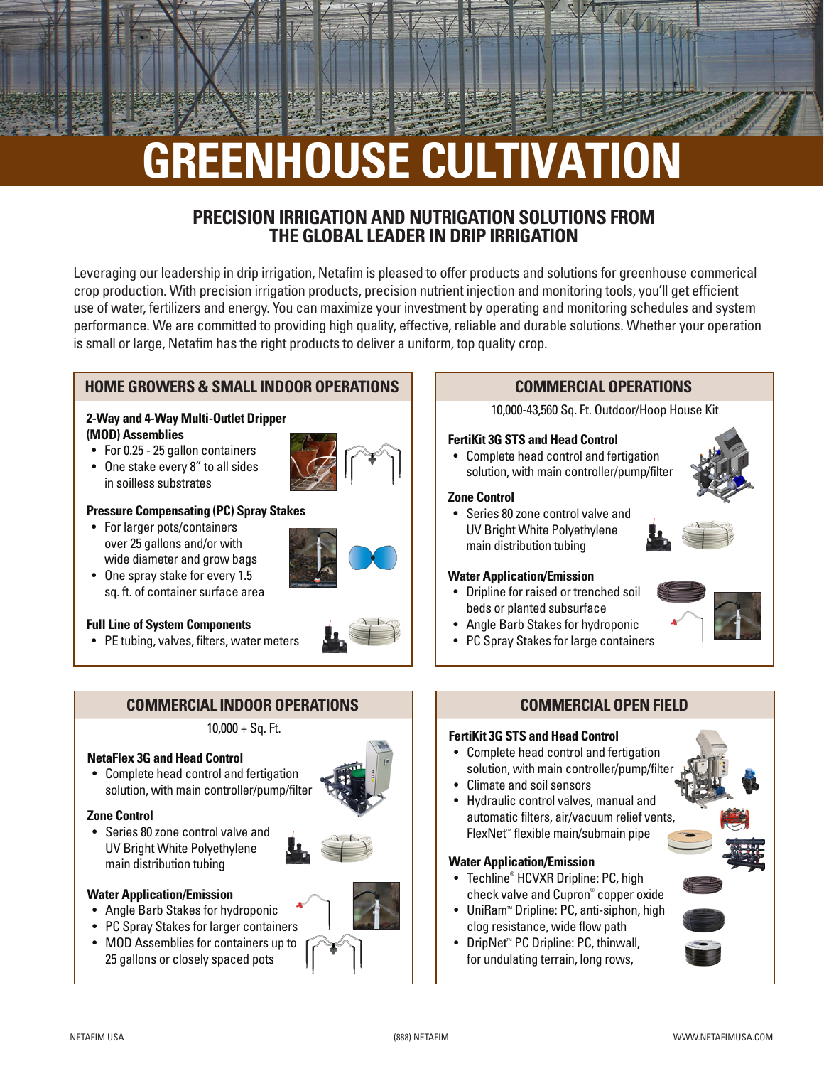# GREENHOUSE CULTIVATION

## PRECISION IRRIGATION AND NUTRIGATION SOLUTIONS FROM THE GLOBAL LEADER IN DRIP IRRIGATION

Leveraging our leadership in drip irrigation, Netafim is pleased to offer products and solutions for greenhouse commerical crop production. With precision irrigation products, precision nutrient injection and monitoring tools, you'll get efficient use of water, fertilizers and energy. You can maximize your investment by operating and monitoring schedules and system performance. We are committed to providing high quality, effective, reliable and durable solutions. Whether your operation is small or large, Netafim has the right products to deliver a uniform, top quality crop.

### HOME GROWERS & SMALL INDOOR OPERATIONS

**2-Way and 4-Way Multi-Outlet Dripper (MOD) Assemblies**
- For 0.25 - 25 gallon containers
- One stake every 8" to all sides in soilless substrates

**Pressure Compensating (PC) Spray Stakes**
- For larger pots/containers over 25 gallons and/or with wide diameter and grow bags
- One spray stake for every 1.5 sq. ft. of container surface area

**Full Line of System Components**
- PE tubing, valves, filters, water meters

### COMMERCIAL OPERATIONS

10,000-43,560 Sq. Ft. Outdoor/Hoop House Kit

**FertiKit 3G STS and Head Control**
- Complete head control and fertigation solution, with main controller/pump/filter

**Zone Control**
- Series 80 zone control valve and UV Bright White Polyethylene main distribution tubing

**Water Application/Emission**
- Dripline for raised or trenched soil beds or planted subsurface
- Angle Barb Stakes for hydroponic
- PC Spray Stakes for large containers

### COMMERCIAL INDOOR OPERATIONS

10,000 + Sq. Ft.

**NetaFlex 3G and Head Control**
- Complete head control and fertigation solution, with main controller/pump/filter

**Zone Control**
- Series 80 zone control valve and UV Bright White Polyethylene main distribution tubing

**Water Application/Emission**
- Angle Barb Stakes for hydroponic
- PC Spray Stakes for larger containers
- MOD Assemblies for containers up to 25 gallons or closely spaced pots

### COMMERCIAL OPEN FIELD

**FertiKit 3G STS and Head Control**
- Complete head control and fertigation solution, with main controller/pump/filter
- Climate and soil sensors
- Hydraulic control valves, manual and automatic filters, air/vacuum relief vents, FlexNet™ flexible main/submain pipe

**Water Application/Emission**
- Techline® HCVXR Dripline: PC, high check valve and Cupron® copper oxide
- UniRam™ Dripline: PC, anti-siphon, high clog resistance, wide flow path
- DripNet™ PC Dripline: PC, thinwall, for undulating terrain, long rows,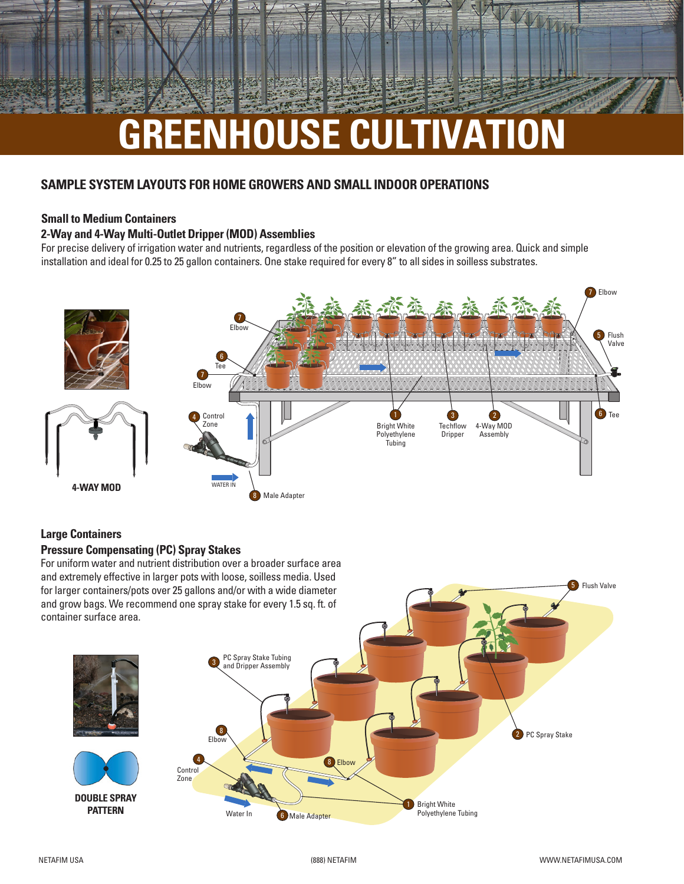# GREENHOUSE CULTIVATION

## SAMPLE SYSTEM LAYOUTS FOR HOME GROWERS AND SMALL INDOOR OPERATIONS

### Small to Medium Containers

### 2-Way and 4-Way Multi-Outlet Dripper (MOD) Assemblies

For precise delivery of irrigation water and nutrients, regardless of the position or elevation of the growing area. Quick and simple installation and ideal for 0.25 to 25 gallon containers. One stake required for every 8" to all sides in soilless substrates.

4-WAY MOD

1 Bright White Polyethylene Tubing
2 4-Way MOD Assembly
3 Techflow Dripper
4 Control Zone
5 Flush Valve
6 Tee
7 Elbow
8 Male Adapter
WATER IN

### Large Containers

### Pressure Compensating (PC) Spray Stakes

For uniform water and nutrient distribution over a broader surface area and extremely effective in larger pots with loose, soilless media. Used for larger containers/pots over 25 gallons and/or with a wide diameter and grow bags. We recommend one spray stake for every 1.5 sq. ft. of container surface area.

DOUBLE SPRAY PATTERN

1 Bright White Polyethylene Tubing
2 PC Spray Stake
3 PC Spray Stake Tubing and Dripper Assembly
4 Control Zone
5 Flush Valve
6 Male Adapter
8 Elbow
Water In

NETAFIM USA (888) NETAFIM WWW.NETAFIMUSA.COM